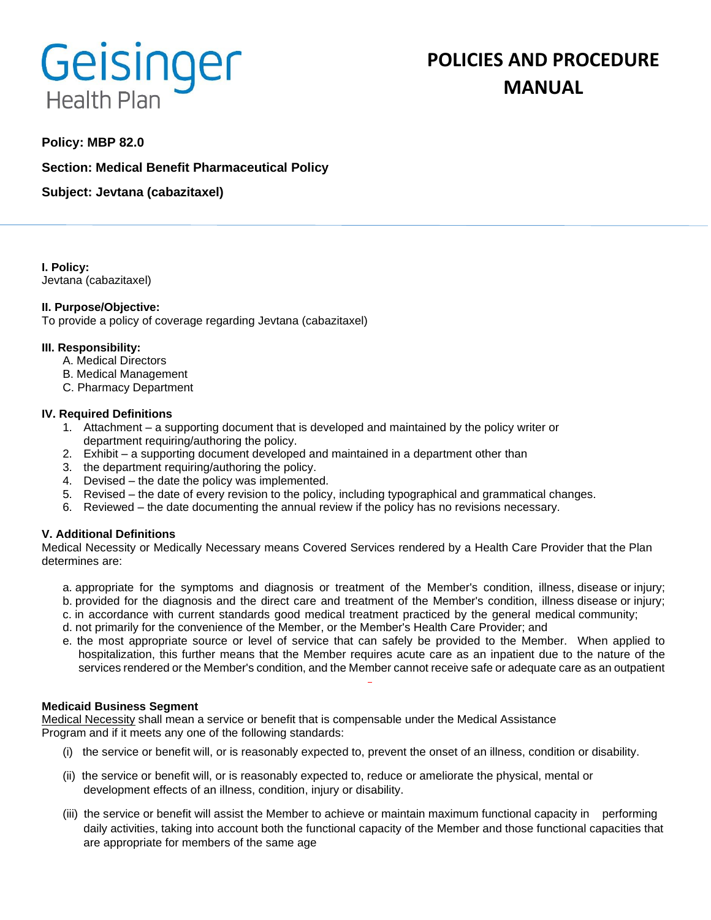# Geisinger Health Plan

# POLICIES AND PROCEDURE MANUAL

**Policy: MBP 82.0**

**Section: Medical Benefit Pharmaceutical Policy**

**Subject: Jevtana (cabazitaxel)**

**I. Policy:**
Jevtana (cabazitaxel)

**II. Purpose/Objective:**
To provide a policy of coverage regarding Jevtana (cabazitaxel)

**III. Responsibility:**

A. Medical Directors
B. Medical Management
C. Pharmacy Department

**IV. Required Definitions**

1. Attachment – a supporting document that is developed and maintained by the policy writer or department requiring/authoring the policy.
2. Exhibit – a supporting document developed and maintained in a department other than
3. the department requiring/authoring the policy.
4. Devised – the date the policy was implemented.
5. Revised – the date of every revision to the policy, including typographical and grammatical changes.
6. Reviewed – the date documenting the annual review if the policy has no revisions necessary.

**V. Additional Definitions**
Medical Necessity or Medically Necessary means Covered Services rendered by a Health Care Provider that the Plan determines are:

a. appropriate for the symptoms and diagnosis or treatment of the Member's condition, illness, disease or injury;
b. provided for the diagnosis and the direct care and treatment of the Member's condition, illness disease or injury;
c. in accordance with current standards good medical treatment practiced by the general medical community;
d. not primarily for the convenience of the Member, or the Member's Health Care Provider; and
e. the most appropriate source or level of service that can safely be provided to the Member. When applied to hospitalization, this further means that the Member requires acute care as an inpatient due to the nature of the services rendered or the Member's condition, and the Member cannot receive safe or adequate care as an outpatient

**Medicaid Business Segment**
Medical Necessity shall mean a service or benefit that is compensable under the Medical Assistance Program and if it meets any one of the following standards:

(i) the service or benefit will, or is reasonably expected to, prevent the onset of an illness, condition or disability.

(ii) the service or benefit will, or is reasonably expected to, reduce or ameliorate the physical, mental or development effects of an illness, condition, injury or disability.

(iii) the service or benefit will assist the Member to achieve or maintain maximum functional capacity in performing daily activities, taking into account both the functional capacity of the Member and those functional capacities that are appropriate for members of the same age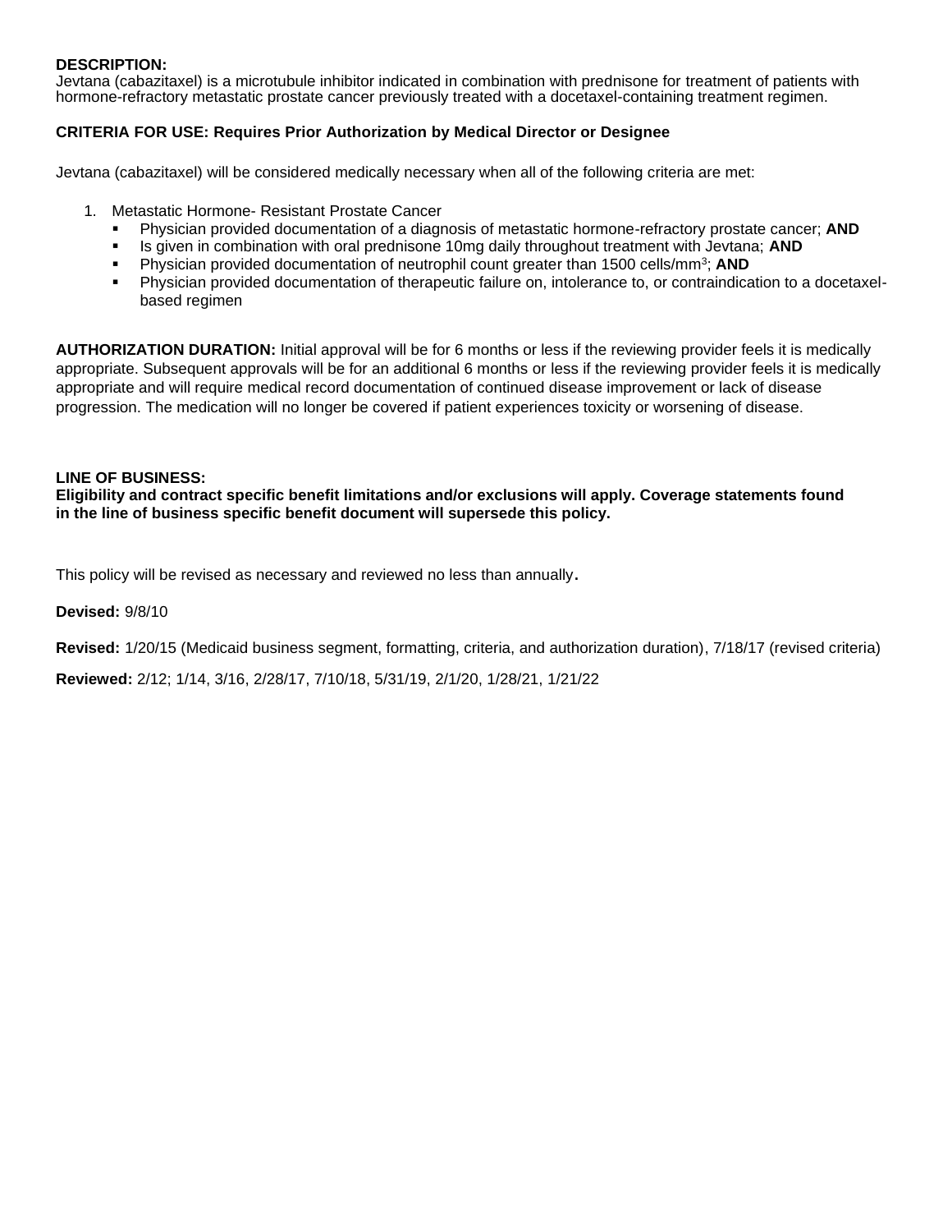**DESCRIPTION:**
Jevtana (cabazitaxel) is a microtubule inhibitor indicated in combination with prednisone for treatment of patients with hormone-refractory metastatic prostate cancer previously treated with a docetaxel-containing treatment regimen.

**CRITERIA FOR USE: Requires Prior Authorization by Medical Director or Designee**

Jevtana (cabazitaxel) will be considered medically necessary when all of the following criteria are met:

1. Metastatic Hormone- Resistant Prostate Cancer
   - Physician provided documentation of a diagnosis of metastatic hormone-refractory prostate cancer; **AND**
   - Is given in combination with oral prednisone 10mg daily throughout treatment with Jevtana; **AND**
   - Physician provided documentation of neutrophil count greater than 1500 cells/mm$^3$; **AND**
   - Physician provided documentation of therapeutic failure on, intolerance to, or contraindication to a docetaxel-based regimen

**AUTHORIZATION DURATION:** Initial approval will be for 6 months or less if the reviewing provider feels it is medically appropriate. Subsequent approvals will be for an additional 6 months or less if the reviewing provider feels it is medically appropriate and will require medical record documentation of continued disease improvement or lack of disease progression. The medication will no longer be covered if patient experiences toxicity or worsening of disease.

**LINE OF BUSINESS:**
**Eligibility and contract specific benefit limitations and/or exclusions will apply. Coverage statements found in the line of business specific benefit document will supersede this policy.**

This policy will be revised as necessary and reviewed no less than annually.

**Devised:** 9/8/10

**Revised:** 1/20/15 (Medicaid business segment, formatting, criteria, and authorization duration), 7/18/17 (revised criteria)

**Reviewed:** 2/12; 1/14, 3/16, 2/28/17, 7/10/18, 5/31/19, 2/1/20, 1/28/21, 1/21/22